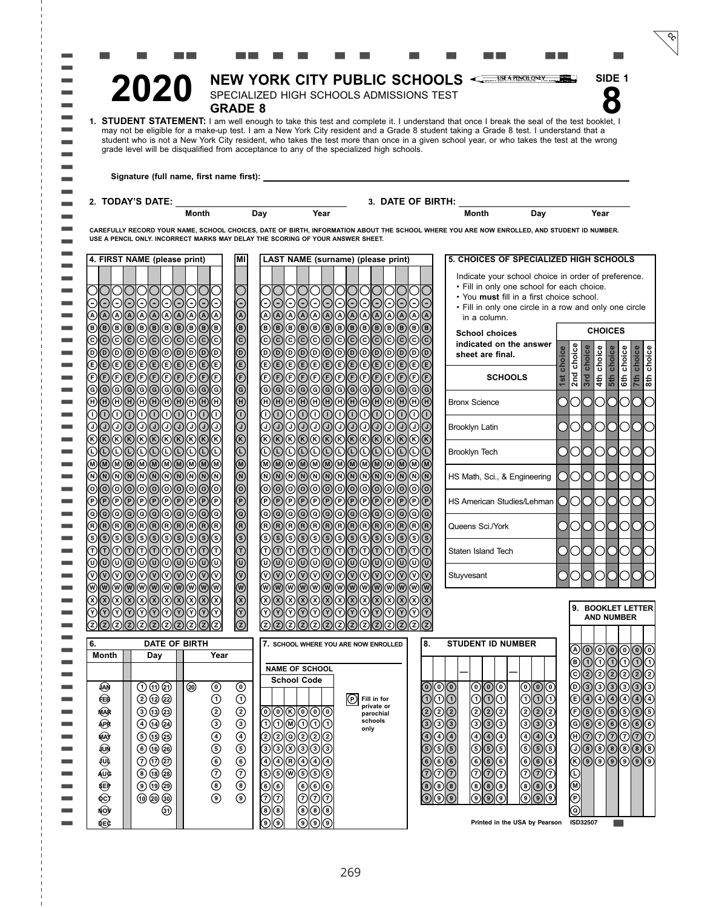# 2020 NEW YORK CITY PUBLIC SCHOOLS

SPECIALIZED HIGH SCHOOLS ADMISSIONS TEST

**GRADE 8**

USE A PENCIL ONLY

SIDE 1

**8**

1. **STUDENT STATEMENT:** I am well enough to take this test and complete it. I understand that once I break the seal of the test booklet, I may not be eligible for a make-up test. I am a New York City resident and a Grade 8 student taking a Grade 8 test. I understand that a student who is not a New York City resident, who takes the test more than once in a given school year, or who takes the test at the wrong grade level will be disqualified from acceptance to any of the specialized high schools.

**Signature (full name, first name first):** ______________________________

2. **TODAY'S DATE:** ____________ Month ____ Day ____ Year

3. **DATE OF BIRTH:** ____________ Month ____ Day ____ Year

**CAREFULLY RECORD YOUR NAME, SCHOOL CHOICES, DATE OF BIRTH, INFORMATION ABOUT THE SCHOOL WHERE YOU ARE NOW ENROLLED, AND STUDENT ID NUMBER. USE A PENCIL ONLY. INCORRECT MARKS MAY DELAY THE SCORING OF YOUR ANSWER SHEET.**

**4. FIRST NAME (please print)** | **MI** | **LAST NAME (surname) (please print)**

(Bubble grid: blank, –, A–Z for each letter position)

**5. CHOICES OF SPECIALIZED HIGH SCHOOLS**

Indicate your school choice in order of preference.

- Fill in only one school for each choice.
- You **must** fill in a first choice school.
- Fill in only one circle in a row and only one circle in a column.

**School choices indicated on the answer sheet are final.**

| SCHOOLS | 1st choice | 2nd choice | 3rd choice | 4th choice | 5th choice | 6th choice | 7th choice | 8th choice |
|---|---|---|---|---|---|---|---|---|
| Bronx Science | ◯ | ◯ | ◯ | ◯ | ◯ | ◯ | ◯ | ◯ |
| Brooklyn Latin | ◯ | ◯ | ◯ | ◯ | ◯ | ◯ | ◯ | ◯ |
| Brooklyn Tech | ◯ | ◯ | ◯ | ◯ | ◯ | ◯ | ◯ | ◯ |
| HS Math, Sci., & Engineering | ◯ | ◯ | ◯ | ◯ | ◯ | ◯ | ◯ | ◯ |
| HS American Studies/Lehman | ◯ | ◯ | ◯ | ◯ | ◯ | ◯ | ◯ | ◯ |
| Queens Sci./York | ◯ | ◯ | ◯ | ◯ | ◯ | ◯ | ◯ | ◯ |
| Staten Island Tech | ◯ | ◯ | ◯ | ◯ | ◯ | ◯ | ◯ | ◯ |
| Stuyvesant | ◯ | ◯ | ◯ | ◯ | ◯ | ◯ | ◯ | ◯ |

**6. DATE OF BIRTH**

| Month | Day | | | Year | | |
|---|---|---|---|---|---|---|
| JAN | 1 | 11 | 21 | 20 | 0 | 0 |
| FEB | 2 | 12 | 22 | | 1 | 1 |
| MAR | 3 | 13 | 23 | | 2 | 2 |
| APR | 4 | 14 | 24 | | 3 | 3 |
| MAY | 5 | 15 | 25 | | 4 | 4 |
| JUN | 6 | 16 | 26 | | 5 | 5 |
| JUL | 7 | 17 | 27 | | 6 | 6 |
| AUG | 8 | 18 | 28 | | 7 | 7 |
| SEP | 9 | 19 | 29 | | 8 | 8 |
| OCT | 10 | 20 | 30 | | 9 | 9 |
| NOV | | | 31 | | | |
| DEC | | | | | | |

**7. SCHOOL WHERE YOU ARE NOW ENROLLED**

NAME OF SCHOOL

**School Code**

| | | | | | |
|---|---|---|---|---|---|
| 0 | 0 | K | 0 | 0 | 0 |
| 1 | 1 | M | 1 | 1 | 1 |
| 2 | 2 | Q | 2 | 2 | 2 |
| 3 | 3 | X | 3 | 3 | 3 |
| 4 | 4 | R | 4 | 4 | 4 |
| 5 | 5 | W | 5 | 5 | 5 |
| 6 | 6 | | 6 | 6 | 6 |
| 7 | 7 | | 7 | 7 | 7 |
| 8 | 8 | | 8 | 8 | 8 |
| 9 | 9 | | 9 | 9 | 9 |

(P) Fill in for private or parochial schools only

**8. STUDENT ID NUMBER**

| | | | — | | | | — | | | |
|---|---|---|---|---|---|---|---|---|---|---|
| 0 | 0 | 0 | | 0 | 0 | 0 | | 0 | 0 | 0 |
| 1 | 1 | 1 | | 1 | 1 | 1 | | 1 | 1 | 1 |
| 2 | 2 | 2 | | 2 | 2 | 2 | | 2 | 2 | 2 |
| 3 | 3 | 3 | | 3 | 3 | 3 | | 3 | 3 | 3 |
| 4 | 4 | 4 | | 4 | 4 | 4 | | 4 | 4 | 4 |
| 5 | 5 | 5 | | 5 | 5 | 5 | | 5 | 5 | 5 |
| 6 | 6 | 6 | | 6 | 6 | 6 | | 6 | 6 | 6 |
| 7 | 7 | 7 | | 7 | 7 | 7 | | 7 | 7 | 7 |
| 8 | 8 | 8 | | 8 | 8 | 8 | | 8 | 8 | 8 |
| 9 | 9 | 9 | | 9 | 9 | 9 | | 9 | 9 | 9 |

**9. BOOKLET LETTER AND NUMBER**

| | | | | | | |
|---|---|---|---|---|---|---|
| A | 0 | 0 | 0 | 0 | 0 | 0 |
| B | 1 | 1 | 1 | 1 | 1 | 1 |
| C | 2 | 2 | 2 | 2 | 2 | 2 |
| D | 3 | 3 | 3 | 3 | 3 | 3 |
| E | 4 | 4 | 4 | 4 | 4 | 4 |
| F | 5 | 5 | 5 | 5 | 5 | 5 |
| G | 6 | 6 | 6 | 6 | 6 | 6 |
| H | 7 | 7 | 7 | 7 | 7 | 7 |
| J | 8 | 8 | 8 | 8 | 8 | 8 |
| K | 9 | 9 | 9 | 9 | 9 | 9 |
| L | | | | | | |
| M | | | | | | |
| P | | | | | | |
| Q | | | | | | |

Printed in the USA by Pearson ISD32507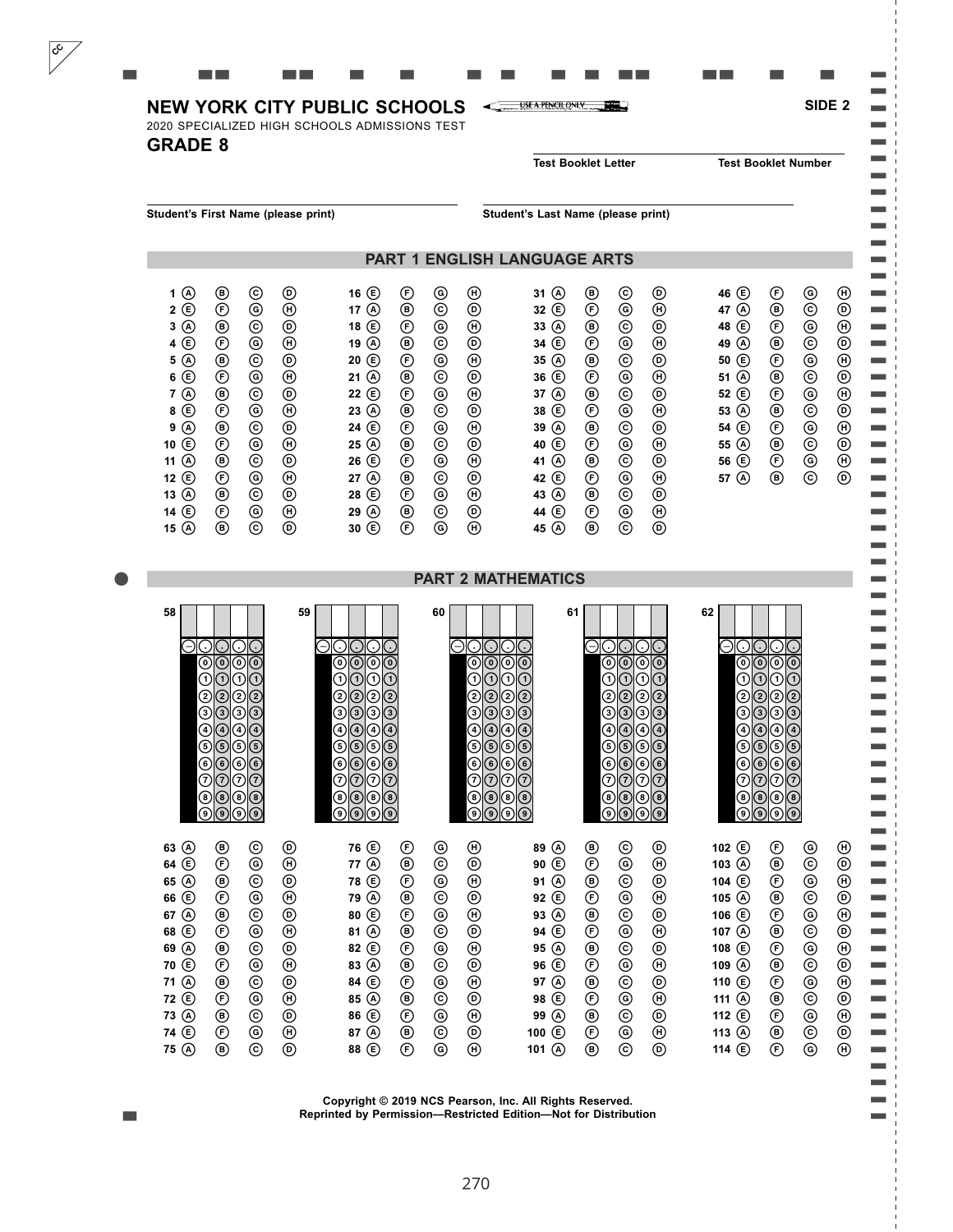# NEW YORK CITY PUBLIC SCHOOLS

USE A PENCIL ONLY

SIDE 2

2020 SPECIALIZED HIGH SCHOOLS ADMISSIONS TEST

**GRADE 8**

Test Booklet Letter

Test Booklet Number

Student's First Name (please print)

Student's Last Name (please print)

## PART 1 ENGLISH LANGUAGE ARTS

| | | | |
|---|---|---|---|
| 1 Ⓐ Ⓑ Ⓒ Ⓓ | 16 Ⓔ Ⓕ Ⓖ Ⓗ | 31 Ⓐ Ⓑ Ⓒ Ⓓ | 46 Ⓔ Ⓕ Ⓖ Ⓗ |
| 2 Ⓔ Ⓕ Ⓖ Ⓗ | 17 Ⓐ Ⓑ Ⓒ Ⓓ | 32 Ⓔ Ⓕ Ⓖ Ⓗ | 47 Ⓐ Ⓑ Ⓒ Ⓓ |
| 3 Ⓐ Ⓑ Ⓒ Ⓓ | 18 Ⓔ Ⓕ Ⓖ Ⓗ | 33 Ⓐ Ⓑ Ⓒ Ⓓ | 48 Ⓔ Ⓕ Ⓖ Ⓗ |
| 4 Ⓔ Ⓕ Ⓖ Ⓗ | 19 Ⓐ Ⓑ Ⓒ Ⓓ | 34 Ⓔ Ⓕ Ⓖ Ⓗ | 49 Ⓐ Ⓑ Ⓒ Ⓓ |
| 5 Ⓐ Ⓑ Ⓒ Ⓓ | 20 Ⓔ Ⓕ Ⓖ Ⓗ | 35 Ⓐ Ⓑ Ⓒ Ⓓ | 50 Ⓔ Ⓕ Ⓖ Ⓗ |
| 6 Ⓔ Ⓕ Ⓖ Ⓗ | 21 Ⓐ Ⓑ Ⓒ Ⓓ | 36 Ⓔ Ⓕ Ⓖ Ⓗ | 51 Ⓐ Ⓑ Ⓒ Ⓓ |
| 7 Ⓐ Ⓑ Ⓒ Ⓓ | 22 Ⓔ Ⓕ Ⓖ Ⓗ | 37 Ⓐ Ⓑ Ⓒ Ⓓ | 52 Ⓔ Ⓕ Ⓖ Ⓗ |
| 8 Ⓔ Ⓕ Ⓖ Ⓗ | 23 Ⓐ Ⓑ Ⓒ Ⓓ | 38 Ⓔ Ⓕ Ⓖ Ⓗ | 53 Ⓐ Ⓑ Ⓒ Ⓓ |
| 9 Ⓐ Ⓑ Ⓒ Ⓓ | 24 Ⓔ Ⓕ Ⓖ Ⓗ | 39 Ⓐ Ⓑ Ⓒ Ⓓ | 54 Ⓔ Ⓕ Ⓖ Ⓗ |
| 10 Ⓔ Ⓕ Ⓖ Ⓗ | 25 Ⓐ Ⓑ Ⓒ Ⓓ | 40 Ⓔ Ⓕ Ⓖ Ⓗ | 55 Ⓐ Ⓑ Ⓒ Ⓓ |
| 11 Ⓐ Ⓑ Ⓒ Ⓓ | 26 Ⓔ Ⓕ Ⓖ Ⓗ | 41 Ⓐ Ⓑ Ⓒ Ⓓ | 56 Ⓔ Ⓕ Ⓖ Ⓗ |
| 12 Ⓔ Ⓕ Ⓖ Ⓗ | 27 Ⓐ Ⓑ Ⓒ Ⓓ | 42 Ⓔ Ⓕ Ⓖ Ⓗ | 57 Ⓐ Ⓑ Ⓒ Ⓓ |
| 13 Ⓐ Ⓑ Ⓒ Ⓓ | 28 Ⓔ Ⓕ Ⓖ Ⓗ | 43 Ⓐ Ⓑ Ⓒ Ⓓ | |
| 14 Ⓔ Ⓕ Ⓖ Ⓗ | 29 Ⓐ Ⓑ Ⓒ Ⓓ | 44 Ⓔ Ⓕ Ⓖ Ⓗ | |
| 15 Ⓐ Ⓑ Ⓒ Ⓓ | 30 Ⓔ Ⓕ Ⓖ Ⓗ | 45 Ⓐ Ⓑ Ⓒ Ⓓ | |

## PART 2 MATHEMATICS

Grid-in questions 58, 59, 60, 61, 62 (each with columns: ⊖ . 0 1 2 3 4 5 6 7 8 9)

| | | | |
|---|---|---|---|
| 63 Ⓐ Ⓑ Ⓒ Ⓓ | 76 Ⓔ Ⓕ Ⓖ Ⓗ | 89 Ⓐ Ⓑ Ⓒ Ⓓ | 102 Ⓔ Ⓕ Ⓖ Ⓗ |
| 64 Ⓔ Ⓕ Ⓖ Ⓗ | 77 Ⓐ Ⓑ Ⓒ Ⓓ | 90 Ⓔ Ⓕ Ⓖ Ⓗ | 103 Ⓐ Ⓑ Ⓒ Ⓓ |
| 65 Ⓐ Ⓑ Ⓒ Ⓓ | 78 Ⓔ Ⓕ Ⓖ Ⓗ | 91 Ⓐ Ⓑ Ⓒ Ⓓ | 104 Ⓔ Ⓕ Ⓖ Ⓗ |
| 66 Ⓔ Ⓕ Ⓖ Ⓗ | 79 Ⓐ Ⓑ Ⓒ Ⓓ | 92 Ⓔ Ⓕ Ⓖ Ⓗ | 105 Ⓐ Ⓑ Ⓒ Ⓓ |
| 67 Ⓐ Ⓑ Ⓒ Ⓓ | 80 Ⓔ Ⓕ Ⓖ Ⓗ | 93 Ⓐ Ⓑ Ⓒ Ⓓ | 106 Ⓔ Ⓕ Ⓖ Ⓗ |
| 68 Ⓔ Ⓕ Ⓖ Ⓗ | 81 Ⓐ Ⓑ Ⓒ Ⓓ | 94 Ⓔ Ⓕ Ⓖ Ⓗ | 107 Ⓐ Ⓑ Ⓒ Ⓓ |
| 69 Ⓐ Ⓑ Ⓒ Ⓓ | 82 Ⓔ Ⓕ Ⓖ Ⓗ | 95 Ⓐ Ⓑ Ⓒ Ⓓ | 108 Ⓔ Ⓕ Ⓖ Ⓗ |
| 70 Ⓔ Ⓕ Ⓖ Ⓗ | 83 Ⓐ Ⓑ Ⓒ Ⓓ | 96 Ⓔ Ⓕ Ⓖ Ⓗ | 109 Ⓐ Ⓑ Ⓒ Ⓓ |
| 71 Ⓐ Ⓑ Ⓒ Ⓓ | 84 Ⓔ Ⓕ Ⓖ Ⓗ | 97 Ⓐ Ⓑ Ⓒ Ⓓ | 110 Ⓔ Ⓕ Ⓖ Ⓗ |
| 72 Ⓔ Ⓕ Ⓖ Ⓗ | 85 Ⓐ Ⓑ Ⓒ Ⓓ | 98 Ⓔ Ⓕ Ⓖ Ⓗ | 111 Ⓐ Ⓑ Ⓒ Ⓓ |
| 73 Ⓐ Ⓑ Ⓒ Ⓓ | 86 Ⓔ Ⓕ Ⓖ Ⓗ | 99 Ⓐ Ⓑ Ⓒ Ⓓ | 112 Ⓔ Ⓕ Ⓖ Ⓗ |
| 74 Ⓔ Ⓕ Ⓖ Ⓗ | 87 Ⓐ Ⓑ Ⓒ Ⓓ | 100 Ⓔ Ⓕ Ⓖ Ⓗ | 113 Ⓐ Ⓑ Ⓒ Ⓓ |
| 75 Ⓐ Ⓑ Ⓒ Ⓓ | 88 Ⓔ Ⓕ Ⓖ Ⓗ | 101 Ⓐ Ⓑ Ⓒ Ⓓ | 114 Ⓔ Ⓕ Ⓖ Ⓗ |

**Copyright © 2019 NCS Pearson, Inc. All Rights Reserved.**
**Reprinted by Permission—Restricted Edition—Not for Distribution**